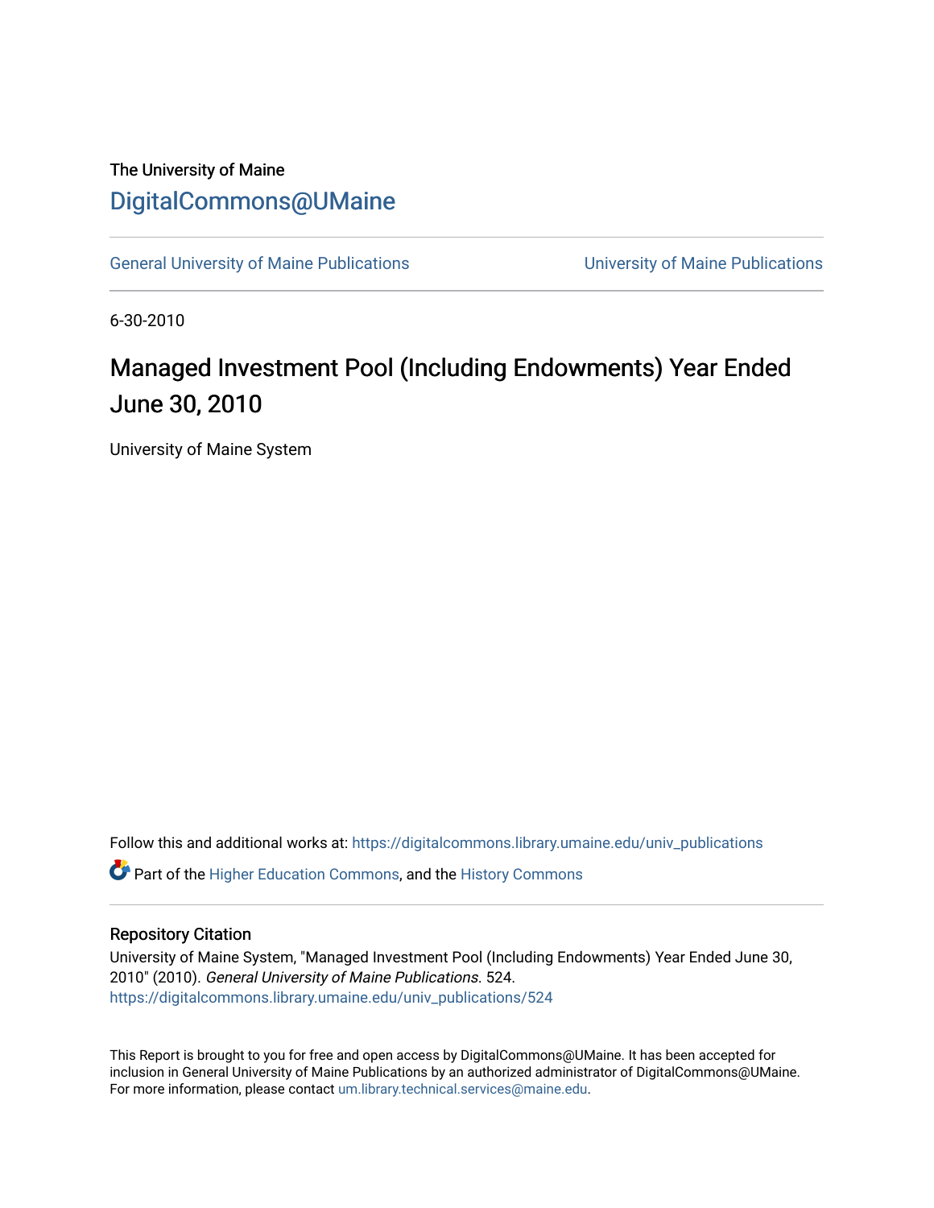The University of Maine

# DigitalCommons@UMaine

General University of Maine Publications | University of Maine Publications

6-30-2010

# Managed Investment Pool (Including Endowments) Year Ended June 30, 2010

University of Maine System

Follow this and additional works at: https://digitalcommons.library.umaine.edu/univ_publications

Part of the Higher Education Commons, and the History Commons

## Repository Citation

University of Maine System, "Managed Investment Pool (Including Endowments) Year Ended June 30, 2010" (2010). *General University of Maine Publications*. 524.
https://digitalcommons.library.umaine.edu/univ_publications/524

This Report is brought to you for free and open access by DigitalCommons@UMaine. It has been accepted for inclusion in General University of Maine Publications by an authorized administrator of DigitalCommons@UMaine. For more information, please contact um.library.technical.services@maine.edu.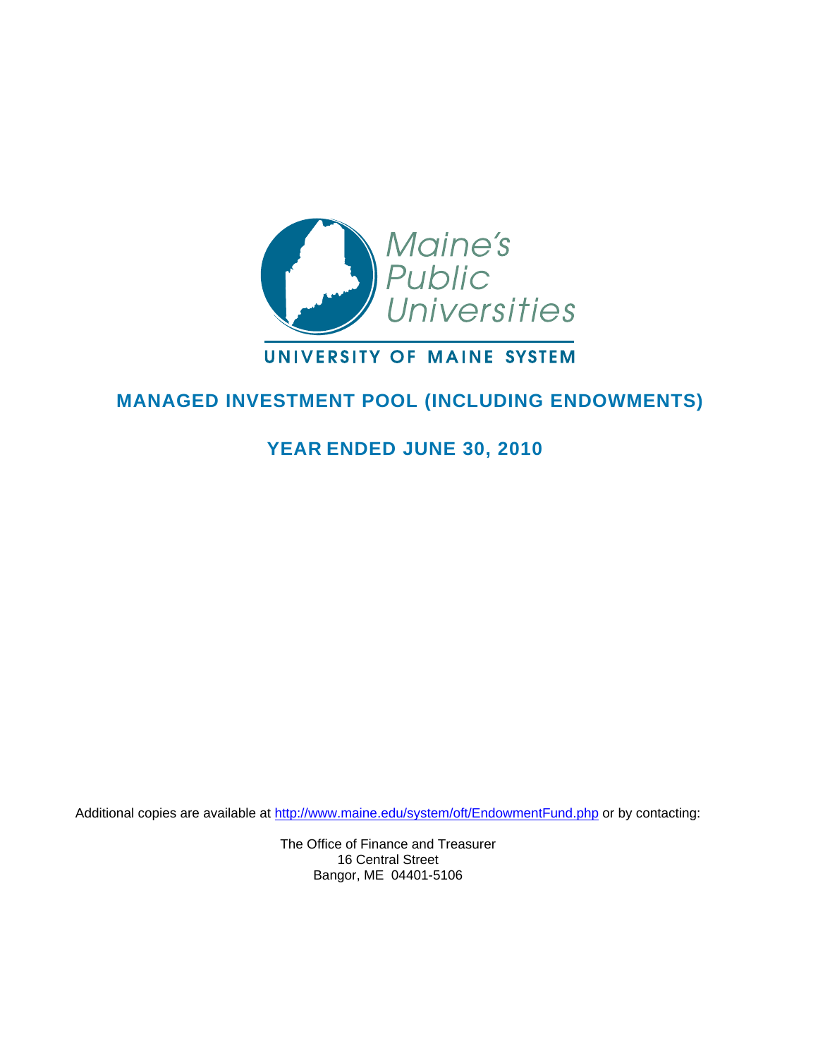Maine's Public Universities

UNIVERSITY OF MAINE SYSTEM

# MANAGED INVESTMENT POOL (INCLUDING ENDOWMENTS)

## YEAR ENDED JUNE 30, 2010

Additional copies are available at http://www.maine.edu/system/oft/EndowmentFund.php or by contacting:

The Office of Finance and Treasurer
16 Central Street
Bangor, ME 04401-5106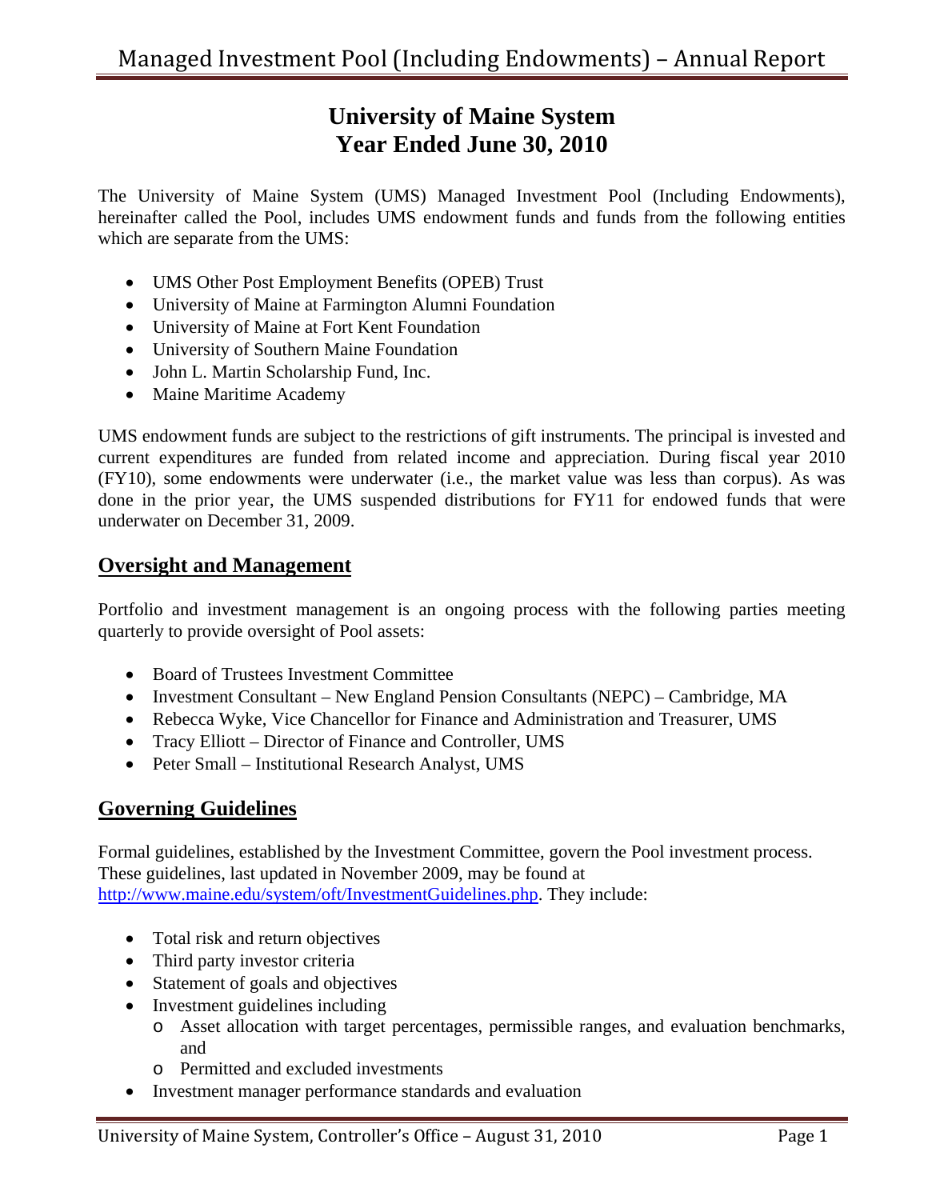# University of Maine System
# Year Ended June 30, 2010

The University of Maine System (UMS) Managed Investment Pool (Including Endowments), hereinafter called the Pool, includes UMS endowment funds and funds from the following entities which are separate from the UMS:

- UMS Other Post Employment Benefits (OPEB) Trust
- University of Maine at Farmington Alumni Foundation
- University of Maine at Fort Kent Foundation
- University of Southern Maine Foundation
- John L. Martin Scholarship Fund, Inc.
- Maine Maritime Academy

UMS endowment funds are subject to the restrictions of gift instruments. The principal is invested and current expenditures are funded from related income and appreciation. During fiscal year 2010 (FY10), some endowments were underwater (i.e., the market value was less than corpus). As was done in the prior year, the UMS suspended distributions for FY11 for endowed funds that were underwater on December 31, 2009.

## Oversight and Management

Portfolio and investment management is an ongoing process with the following parties meeting quarterly to provide oversight of Pool assets:

- Board of Trustees Investment Committee
- Investment Consultant – New England Pension Consultants (NEPC) – Cambridge, MA
- Rebecca Wyke, Vice Chancellor for Finance and Administration and Treasurer, UMS
- Tracy Elliott – Director of Finance and Controller, UMS
- Peter Small – Institutional Research Analyst, UMS

## Governing Guidelines

Formal guidelines, established by the Investment Committee, govern the Pool investment process. These guidelines, last updated in November 2009, may be found at http://www.maine.edu/system/oft/InvestmentGuidelines.php. They include:

- Total risk and return objectives
- Third party investor criteria
- Statement of goals and objectives
- Investment guidelines including
  - Asset allocation with target percentages, permissible ranges, and evaluation benchmarks, and
  - Permitted and excluded investments
- Investment manager performance standards and evaluation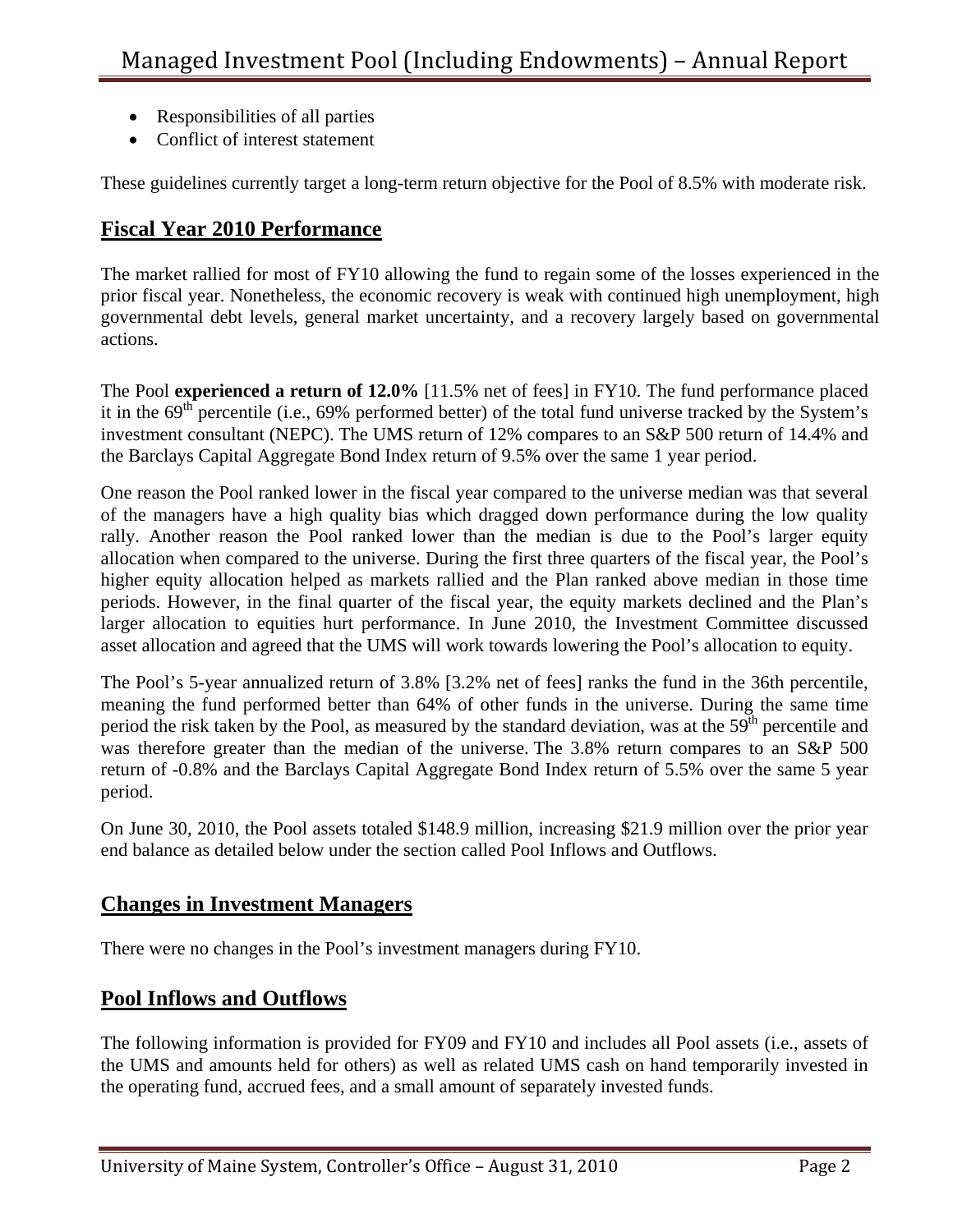- Responsibilities of all parties
- Conflict of interest statement

These guidelines currently target a long-term return objective for the Pool of 8.5% with moderate risk.

## Fiscal Year 2010 Performance

The market rallied for most of FY10 allowing the fund to regain some of the losses experienced in the prior fiscal year. Nonetheless, the economic recovery is weak with continued high unemployment, high governmental debt levels, general market uncertainty, and a recovery largely based on governmental actions.

The Pool **experienced a return of 12.0%** [11.5% net of fees] in FY10. The fund performance placed it in the 69th percentile (i.e., 69% performed better) of the total fund universe tracked by the System's investment consultant (NEPC). The UMS return of 12% compares to an S&P 500 return of 14.4% and the Barclays Capital Aggregate Bond Index return of 9.5% over the same 1 year period.

One reason the Pool ranked lower in the fiscal year compared to the universe median was that several of the managers have a high quality bias which dragged down performance during the low quality rally. Another reason the Pool ranked lower than the median is due to the Pool's larger equity allocation when compared to the universe. During the first three quarters of the fiscal year, the Pool's higher equity allocation helped as markets rallied and the Plan ranked above median in those time periods. However, in the final quarter of the fiscal year, the equity markets declined and the Plan's larger allocation to equities hurt performance. In June 2010, the Investment Committee discussed asset allocation and agreed that the UMS will work towards lowering the Pool's allocation to equity.

The Pool's 5-year annualized return of 3.8% [3.2% net of fees] ranks the fund in the 36th percentile, meaning the fund performed better than 64% of other funds in the universe. During the same time period the risk taken by the Pool, as measured by the standard deviation, was at the 59th percentile and was therefore greater than the median of the universe. The 3.8% return compares to an S&P 500 return of -0.8% and the Barclays Capital Aggregate Bond Index return of 5.5% over the same 5 year period.

On June 30, 2010, the Pool assets totaled $148.9 million, increasing $21.9 million over the prior year end balance as detailed below under the section called Pool Inflows and Outflows.

## Changes in Investment Managers

There were no changes in the Pool's investment managers during FY10.

## Pool Inflows and Outflows

The following information is provided for FY09 and FY10 and includes all Pool assets (i.e., assets of the UMS and amounts held for others) as well as related UMS cash on hand temporarily invested in the operating fund, accrued fees, and a small amount of separately invested funds.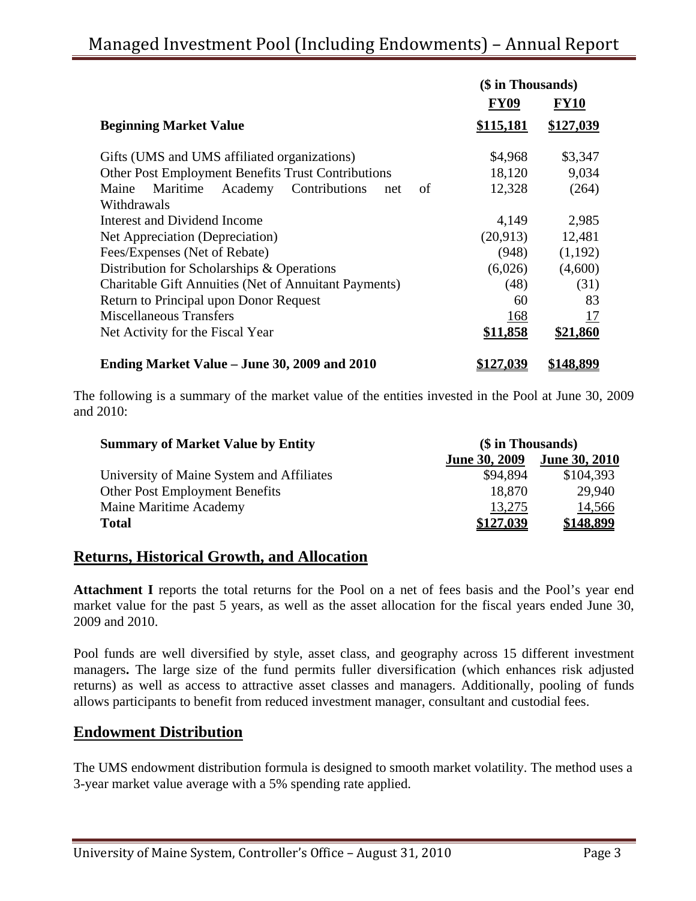| | ($ in Thousands) | |
|---|---|---|
| | **FY09** | **FY10** |
| **Beginning Market Value** | **$115,181** | **$127,039** |
| Gifts (UMS and UMS affiliated organizations) | $4,968 | $3,347 |
| Other Post Employment Benefits Trust Contributions | 18,120 | 9,034 |
| Maine Maritime Academy Contributions net of Withdrawals | 12,328 | (264) |
| Interest and Dividend Income | 4,149 | 2,985 |
| Net Appreciation (Depreciation) | (20,913) | 12,481 |
| Fees/Expenses (Net of Rebate) | (948) | (1,192) |
| Distribution for Scholarships & Operations | (6,026) | (4,600) |
| Charitable Gift Annuities (Net of Annuitant Payments) | (48) | (31) |
| Return to Principal upon Donor Request | 60 | 83 |
| Miscellaneous Transfers | 168 | 17 |
| Net Activity for the Fiscal Year | **$11,858** | **$21,860** |
| **Ending Market Value – June 30, 2009 and 2010** | **$127,039** | **$148,899** |

The following is a summary of the market value of the entities invested in the Pool at June 30, 2009 and 2010:

| **Summary of Market Value by Entity** | ($ in Thousands) | |
|---|---|---|
| | **June 30, 2009** | **June 30, 2010** |
| University of Maine System and Affiliates | $94,894 | $104,393 |
| Other Post Employment Benefits | 18,870 | 29,940 |
| Maine Maritime Academy | 13,275 | 14,566 |
| **Total** | **$127,039** | **$148,899** |

## Returns, Historical Growth, and Allocation

**Attachment I** reports the total returns for the Pool on a net of fees basis and the Pool's year end market value for the past 5 years, as well as the asset allocation for the fiscal years ended June 30, 2009 and 2010.

Pool funds are well diversified by style, asset class, and geography across 15 different investment managers**.** The large size of the fund permits fuller diversification (which enhances risk adjusted returns) as well as access to attractive asset classes and managers. Additionally, pooling of funds allows participants to benefit from reduced investment manager, consultant and custodial fees.

## Endowment Distribution

The UMS endowment distribution formula is designed to smooth market volatility. The method uses a 3-year market value average with a 5% spending rate applied.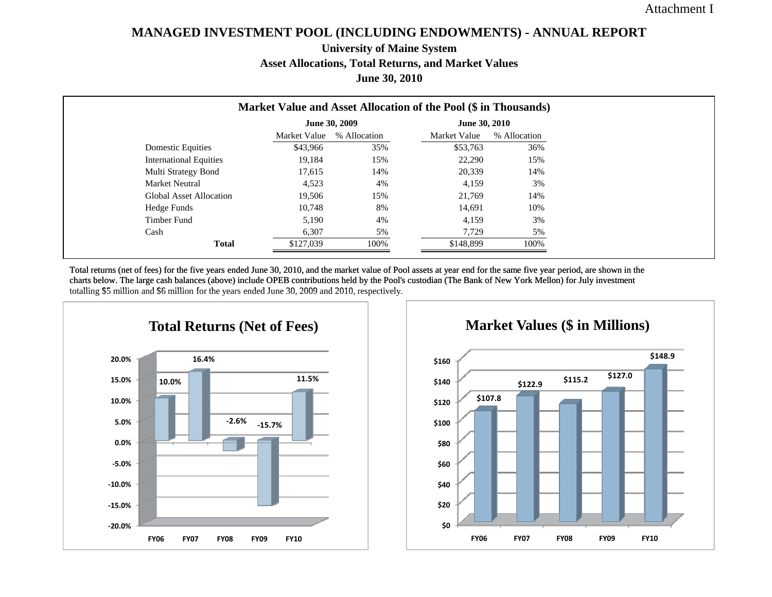Attachment I

# MANAGED INVESTMENT POOL (INCLUDING ENDOWMENTS) - ANNUAL REPORT

## University of Maine System

### Asset Allocations, Total Returns, and Market Values

### June 30, 2010

**Market Value and Asset Allocation of the Pool ($ in Thousands)**

| | June 30, 2009 | | June 30, 2010 | |
|---|---|---|---|---|
| | Market Value | % Allocation | Market Value | % Allocation |
| Domestic Equities | $43,966 | 35% | $53,763 | 36% |
| International Equities | 19,184 | 15% | 22,290 | 15% |
| Multi Strategy Bond | 17,615 | 14% | 20,339 | 14% |
| Market Neutral | 4,523 | 4% | 4,159 | 3% |
| Global Asset Allocation | 19,506 | 15% | 21,769 | 14% |
| Hedge Funds | 10,748 | 8% | 14,691 | 10% |
| Timber Fund | 5,190 | 4% | 4,159 | 3% |
| Cash | 6,307 | 5% | 7,729 | 5% |
| **Total** | $127,039 | 100% | $148,899 | 100% |

Total returns (net of fees) for the five years ended June 30, 2010, and the market value of Pool assets at year end for the same five year period, are shown in the charts below. The large cash balances (above) include OPEB contributions held by the Pool's custodian (The Bank of New York Mellon) for July investment totalling $5 million and $6 million for the years ended June 30, 2009 and 2010, respectively.

**Total Returns (Net of Fees)**

20.0%
15.0%
10.0%
5.0%
0.0%
-5.0%
-10.0%
-15.0%
-20.0%

10.0%
16.4%
-2.6%
-15.7%
11.5%

FY06 FY07 FY08 FY09 FY10

**Market Values ($ in Millions)**

$160
$140
$120
$100
$80
$60
$40
$20
$0

$107.8
$122.9
$115.2
$127.0
$148.9

FY06 FY07 FY08 FY09 FY10